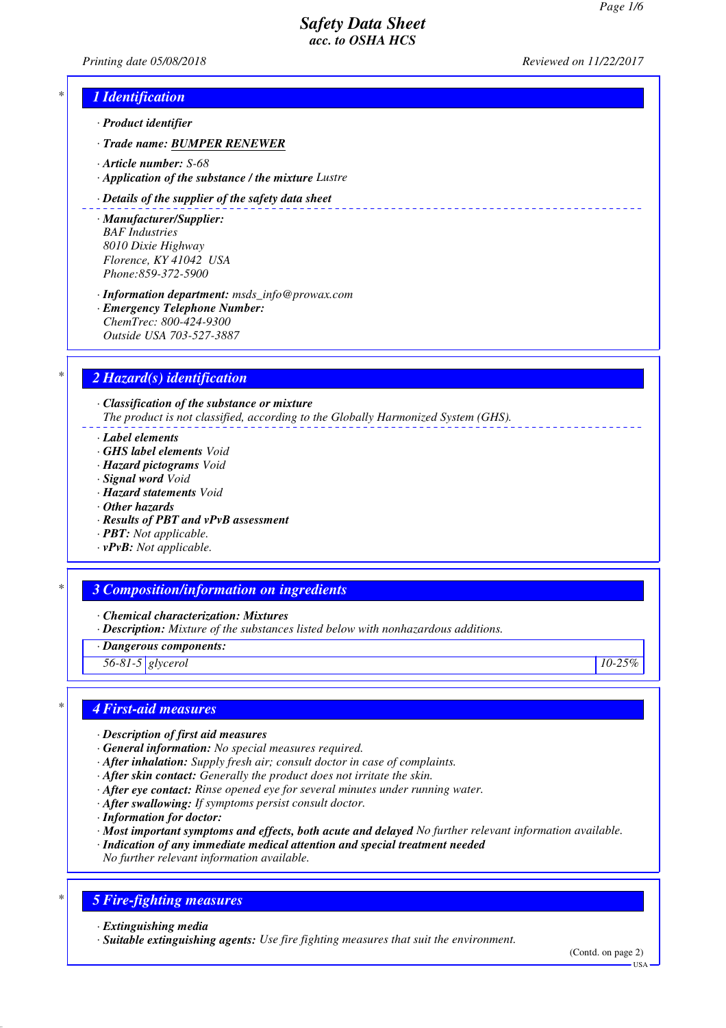# Safety Data Sheet
## acc. to OSHA HCS

Printing date 05/08/2018 Reviewed on 11/22/2017

## 1 Identification

- **Product identifier**
- **Trade name: BUMPER RENEWER**
- **Article number:** S-68
- **Application of the substance / the mixture** Lustre
- **Details of the supplier of the safety data sheet**
- **Manufacturer/Supplier:**
  BAF Industries
  8010 Dixie Highway
  Florence, KY 41042 USA
  Phone:859-372-5900
- **Information department:** msds_info@prowax.com
- **Emergency Telephone Number:**
  ChemTrec: 800-424-9300
  Outside USA 703-527-3887

## 2 Hazard(s) identification

- **Classification of the substance or mixture**
  The product is not classified, according to the Globally Harmonized System (GHS).
- **Label elements**
- **GHS label elements** Void
- **Hazard pictograms** Void
- **Signal word** Void
- **Hazard statements** Void
- **Other hazards**
- **Results of PBT and vPvB assessment**
- **PBT:** Not applicable.
- **vPvB:** Not applicable.

## 3 Composition/information on ingredients

- **Chemical characterization: Mixtures**
- **Description:** Mixture of the substances listed below with nonhazardous additions.

| Dangerous components: | | |
|---|---|---|
| 56-81-5 | glycerol | 10-25% |

## 4 First-aid measures

- **Description of first aid measures**
- **General information:** No special measures required.
- **After inhalation:** Supply fresh air; consult doctor in case of complaints.
- **After skin contact:** Generally the product does not irritate the skin.
- **After eye contact:** Rinse opened eye for several minutes under running water.
- **After swallowing:** If symptoms persist consult doctor.
- **Information for doctor:**
- **Most important symptoms and effects, both acute and delayed** No further relevant information available.
- **Indication of any immediate medical attention and special treatment needed**
  No further relevant information available.

## 5 Fire-fighting measures

- **Extinguishing media**
- **Suitable extinguishing agents:** Use fire fighting measures that suit the environment.

(Contd. on page 2)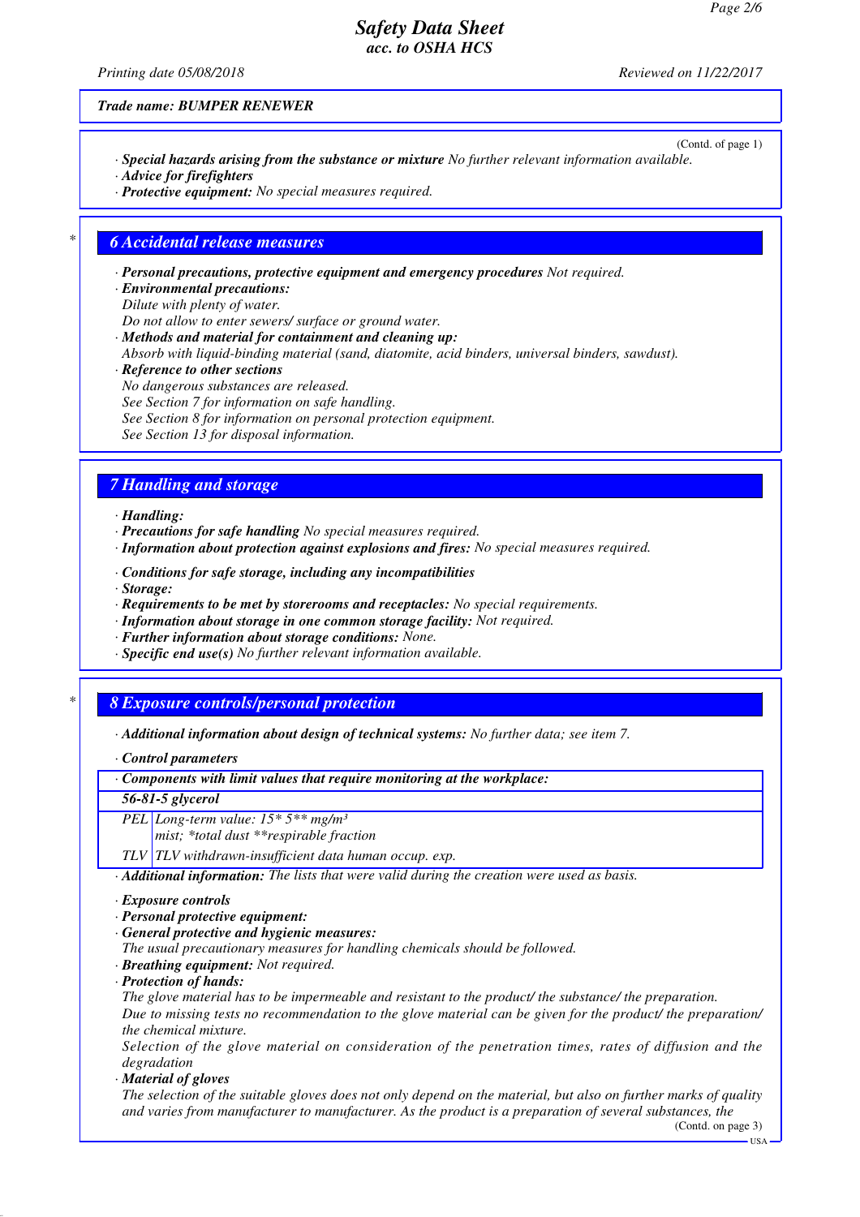(Contd. of page 1)

· **Special hazards arising from the substance or mixture** No further relevant information available.
· **Advice for firefighters**
· **Protective equipment:** No special measures required.

## 6 Accidental release measures

· **Personal precautions, protective equipment and emergency procedures** Not required.
· **Environmental precautions:**
Dilute with plenty of water.
Do not allow to enter sewers/ surface or ground water.
· **Methods and material for containment and cleaning up:**
Absorb with liquid-binding material (sand, diatomite, acid binders, universal binders, sawdust).
· **Reference to other sections**
No dangerous substances are released.
See Section 7 for information on safe handling.
See Section 8 for information on personal protection equipment.
See Section 13 for disposal information.

## 7 Handling and storage

· **Handling:**
· **Precautions for safe handling** No special measures required.
· **Information about protection against explosions and fires:** No special measures required.

· **Conditions for safe storage, including any incompatibilities**
· **Storage:**
· **Requirements to be met by storerooms and receptacles:** No special requirements.
· **Information about storage in one common storage facility:** Not required.
· **Further information about storage conditions:** None.
· **Specific end use(s)** No further relevant information available.

## 8 Exposure controls/personal protection

· **Additional information about design of technical systems:** No further data; see item 7.

· **Control parameters**

| · Components with limit values that require monitoring at the workplace: | |
|---|---|
| **56-81-5 glycerol** | |
| PEL | Long-term value: 15* 5** mg/m³<br>mist; *total dust **respirable fraction |
| TLV | TLV withdrawn-insufficient data human occup. exp. |

· **Additional information:** The lists that were valid during the creation were used as basis.

· **Exposure controls**
· **Personal protective equipment:**
· **General protective and hygienic measures:**
The usual precautionary measures for handling chemicals should be followed.
· **Breathing equipment:** Not required.
· **Protection of hands:**
The glove material has to be impermeable and resistant to the product/ the substance/ the preparation.
Due to missing tests no recommendation to the glove material can be given for the product/ the preparation/ the chemical mixture.
Selection of the glove material on consideration of the penetration times, rates of diffusion and the degradation
· **Material of gloves**
The selection of the suitable gloves does not only depend on the material, but also on further marks of quality and varies from manufacturer to manufacturer. As the product is a preparation of several substances, the

(Contd. on page 3)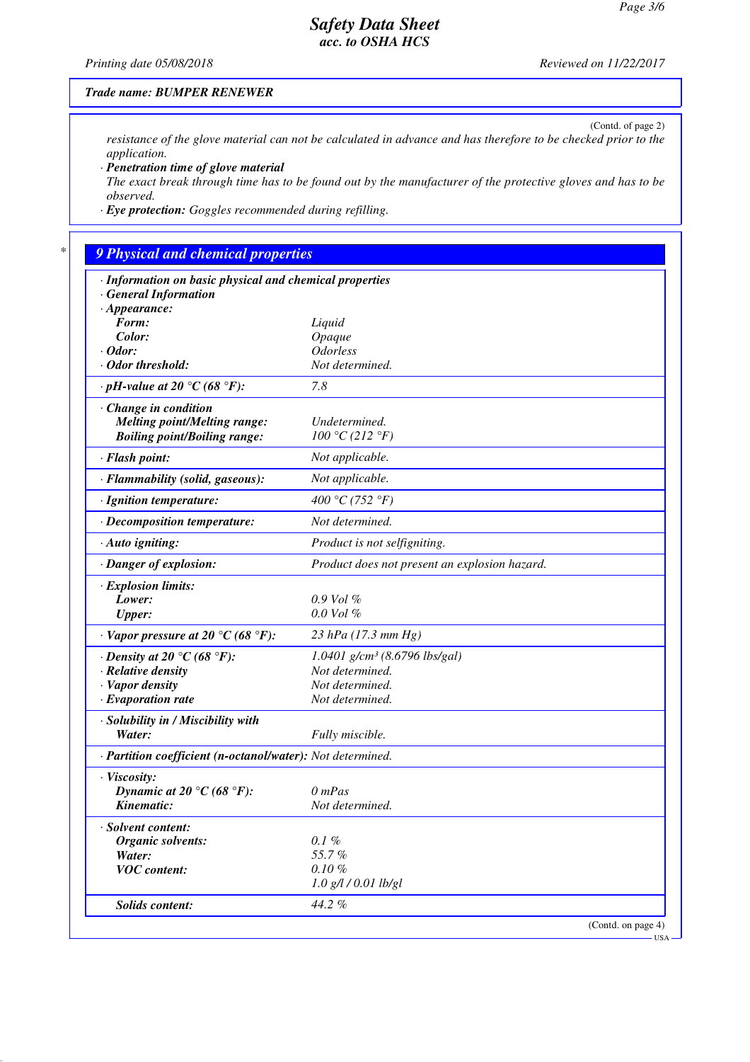Trade name: BUMPER RENEWER

(Contd. of page 2)

resistance of the glove material can not be calculated in advance and has therefore to be checked prior to the application.

· **Penetration time of glove material**
The exact break through time has to be found out by the manufacturer of the protective gloves and has to be observed.

· **Eye protection:** Goggles recommended during refilling.

## 9 Physical and chemical properties

· **Information on basic physical and chemical properties**
· **General Information**

| Property | Value |
|---|---|
| · **Appearance:** | |
| **Form:** | Liquid |
| **Color:** | Opaque |
| · **Odor:** | Odorless |
| · **Odor threshold:** | Not determined. |
| · **pH-value at 20 °C (68 °F):** | 7.8 |
| · **Change in condition** | |
| **Melting point/Melting range:** | Undetermined. |
| **Boiling point/Boiling range:** | 100 °C (212 °F) |
| · **Flash point:** | Not applicable. |
| · **Flammability (solid, gaseous):** | Not applicable. |
| · **Ignition temperature:** | 400 °C (752 °F) |
| · **Decomposition temperature:** | Not determined. |
| · **Auto igniting:** | Product is not selfigniting. |
| · **Danger of explosion:** | Product does not present an explosion hazard. |
| · **Explosion limits:** | |
| **Lower:** | 0.9 Vol % |
| **Upper:** | 0.0 Vol % |
| · **Vapor pressure at 20 °C (68 °F):** | 23 hPa (17.3 mm Hg) |
| · **Density at 20 °C (68 °F):** | 1.0401 g/cm³ (8.6796 lbs/gal) |
| · **Relative density** | Not determined. |
| · **Vapor density** | Not determined. |
| · **Evaporation rate** | Not determined. |
| · **Solubility in / Miscibility with** | |
| **Water:** | Fully miscible. |
| · **Partition coefficient (n-octanol/water):** | Not determined. |
| · **Viscosity:** | |
| **Dynamic at 20 °C (68 °F):** | 0 mPas |
| **Kinematic:** | Not determined. |
| · **Solvent content:** | |
| **Organic solvents:** | 0.1 % |
| **Water:** | 55.7 % |
| **VOC content:** | 0.10 % |
| | 1.0 g/l / 0.01 lb/gl |
| **Solids content:** | 44.2 % |

(Contd. on page 4)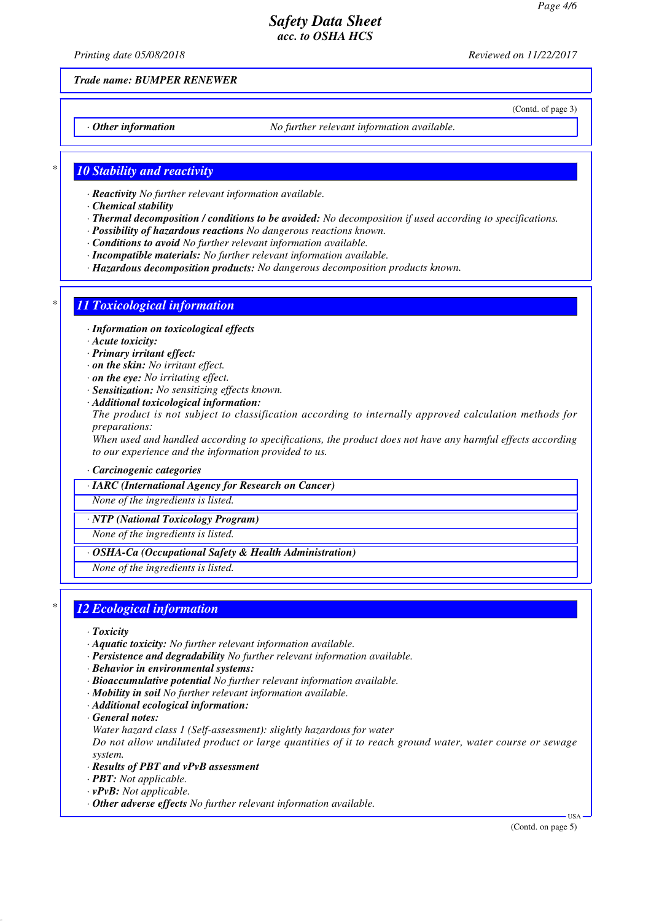Trade name: BUMPER RENEWER

(Contd. of page 3)

· **Other information** No further relevant information available.

## 10 Stability and reactivity

· **Reactivity** No further relevant information available.
· **Chemical stability**
· **Thermal decomposition / conditions to be avoided:** No decomposition if used according to specifications.
· **Possibility of hazardous reactions** No dangerous reactions known.
· **Conditions to avoid** No further relevant information available.
· **Incompatible materials:** No further relevant information available.
· **Hazardous decomposition products:** No dangerous decomposition products known.

## 11 Toxicological information

· **Information on toxicological effects**
· **Acute toxicity:**
· **Primary irritant effect:**
· **on the skin:** No irritant effect.
· **on the eye:** No irritating effect.
· **Sensitization:** No sensitizing effects known.
· **Additional toxicological information:**
The product is not subject to classification according to internally approved calculation methods for preparations:
When used and handled according to specifications, the product does not have any harmful effects according to our experience and the information provided to us.

· **Carcinogenic categories**

· **IARC (International Agency for Research on Cancer)**
None of the ingredients is listed.

· **NTP (National Toxicology Program)**
None of the ingredients is listed.

· **OSHA-Ca (Occupational Safety & Health Administration)**
None of the ingredients is listed.

## 12 Ecological information

· **Toxicity**
· **Aquatic toxicity:** No further relevant information available.
· **Persistence and degradability** No further relevant information available.
· **Behavior in environmental systems:**
· **Bioaccumulative potential** No further relevant information available.
· **Mobility in soil** No further relevant information available.
· **Additional ecological information:**
· **General notes:**
Water hazard class 1 (Self-assessment): slightly hazardous for water
Do not allow undiluted product or large quantities of it to reach ground water, water course or sewage system.
· **Results of PBT and vPvB assessment**
· **PBT:** Not applicable.
· **vPvB:** Not applicable.
· **Other adverse effects** No further relevant information available.

(Contd. on page 5)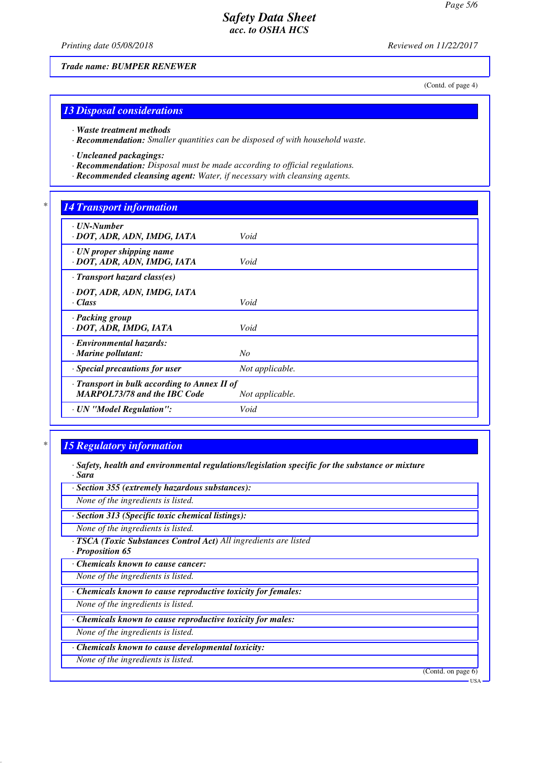Trade name: BUMPER RENEWER

(Contd. of page 4)

## 13 Disposal considerations

- · **Waste treatment methods**
- · **Recommendation:** Smaller quantities can be disposed of with household waste.

- · **Uncleaned packagings:**
- · **Recommendation:** Disposal must be made according to official regulations.
- · **Recommended cleansing agent:** Water, if necessary with cleansing agents.

## 14 Transport information

| | |
|---|---|
| · **UN-Number**<br>· **DOT, ADR, ADN, IMDG, IATA** | Void |
| · **UN proper shipping name**<br>· **DOT, ADR, ADN, IMDG, IATA** | Void |
| · **Transport hazard class(es)**<br>· **DOT, ADR, ADN, IMDG, IATA**<br>· **Class** | Void |
| · **Packing group**<br>· **DOT, ADR, IMDG, IATA** | Void |
| · **Environmental hazards:**<br>· **Marine pollutant:** | No |
| · **Special precautions for user** | Not applicable. |
| · **Transport in bulk according to Annex II of MARPOL73/78 and the IBC Code** | Not applicable. |
| · **UN "Model Regulation":** | Void |

## 15 Regulatory information

- · **Safety, health and environmental regulations/legislation specific for the substance or mixture**
- · **Sara**

· **Section 355 (extremely hazardous substances):**

None of the ingredients is listed.

· **Section 313 (Specific toxic chemical listings):**

None of the ingredients is listed.

· **TSCA (Toxic Substances Control Act)** All ingredients are listed

· **Proposition 65**

· **Chemicals known to cause cancer:**

None of the ingredients is listed.

· **Chemicals known to cause reproductive toxicity for females:**

None of the ingredients is listed.

· **Chemicals known to cause reproductive toxicity for males:**

None of the ingredients is listed.

· **Chemicals known to cause developmental toxicity:**

None of the ingredients is listed.

(Contd. on page 6)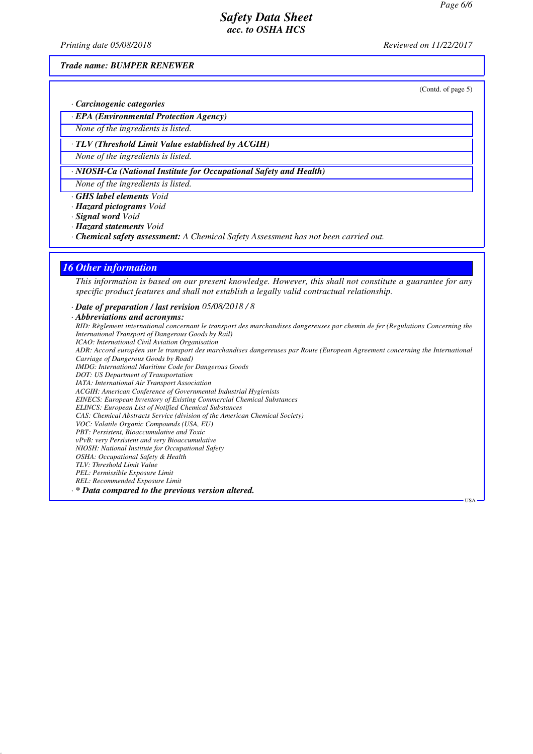(Contd. of page 5)

· **Carcinogenic categories**

· ***EPA (Environmental Protection Agency)***

*None of the ingredients is listed.*

· ***TLV (Threshold Limit Value established by ACGIH)***

*None of the ingredients is listed.*

· ***NIOSH-Ca (National Institute for Occupational Safety and Health)***

*None of the ingredients is listed.*

· ***GHS label elements*** *Void*
· ***Hazard pictograms*** *Void*
· ***Signal word*** *Void*
· ***Hazard statements*** *Void*
· ***Chemical safety assessment:*** *A Chemical Safety Assessment has not been carried out.*

## 16 Other information

*This information is based on our present knowledge. However, this shall not constitute a guarantee for any specific product features and shall not establish a legally valid contractual relationship.*

· ***Date of preparation / last revision*** *05/08/2018 / 8*

· ***Abbreviations and acronyms:***

*RID: Règlement international concernant le transport des marchandises dangereuses par chemin de fer (Regulations Concerning the International Transport of Dangerous Goods by Rail)*
*ICAO: International Civil Aviation Organisation*
*ADR: Accord européen sur le transport des marchandises dangereuses par Route (European Agreement concerning the International Carriage of Dangerous Goods by Road)*
*IMDG: International Maritime Code for Dangerous Goods*
*DOT: US Department of Transportation*
*IATA: International Air Transport Association*
*ACGIH: American Conference of Governmental Industrial Hygienists*
*EINECS: European Inventory of Existing Commercial Chemical Substances*
*ELINCS: European List of Notified Chemical Substances*
*CAS: Chemical Abstracts Service (division of the American Chemical Society)*
*VOC: Volatile Organic Compounds (USA, EU)*
*PBT: Persistent, Bioaccumulative and Toxic*
*vPvB: very Persistent and very Bioaccumulative*
*NIOSH: National Institute for Occupational Safety*
*OSHA: Occupational Safety & Health*
*TLV: Threshold Limit Value*
*PEL: Permissible Exposure Limit*
*REL: Recommended Exposure Limit*

· ***\* Data compared to the previous version altered.***

USA